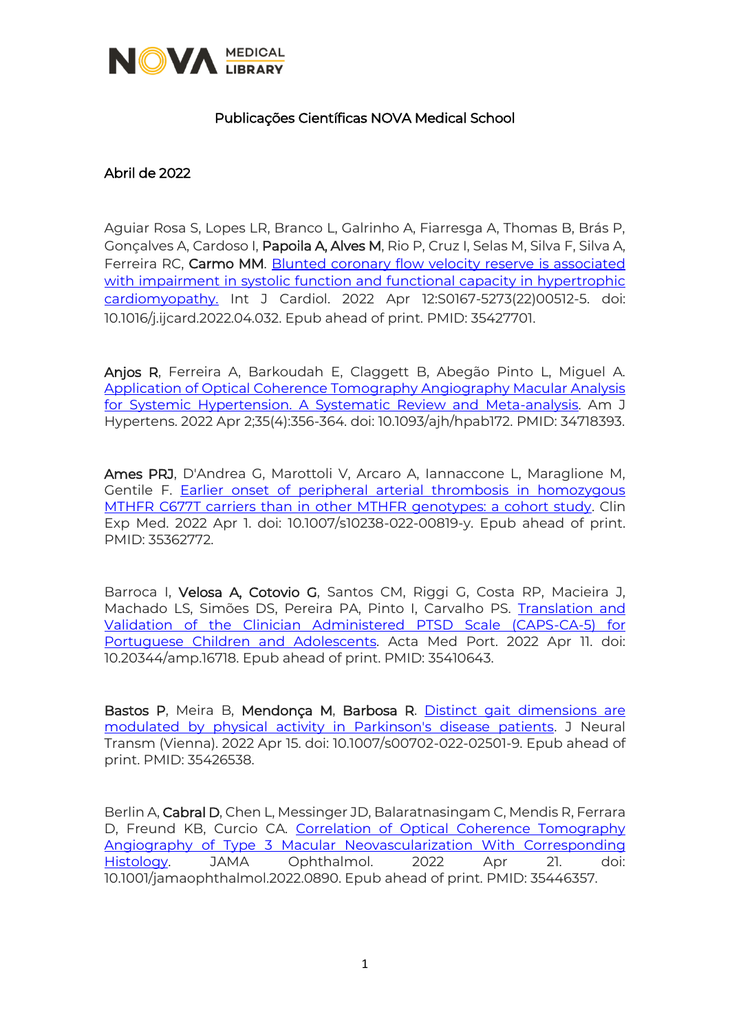# Publicações Científicas NOVA Medical School

## Abril de 2022

Aguiar Rosa S, Lopes LR, Branco L, Galrinho A, Fiarresga A, Thomas B, Brás P, Gonçalves A, Cardoso I, **Papoila A, Alves M**, Rio P, Cruz I, Selas M, Silva F, Silva A, Ferreira RC, **Carmo MM**. Blunted coronary flow velocity reserve is associated with impairment in systolic function and functional capacity in hypertrophic cardiomyopathy. Int J Cardiol. 2022 Apr 12:S0167-5273(22)00512-5. doi: 10.1016/j.ijcard.2022.04.032. Epub ahead of print. PMID: 35427701.

**Anjos R**, Ferreira A, Barkoudah E, Claggett B, Abegão Pinto L, Miguel A. Application of Optical Coherence Tomography Angiography Macular Analysis for Systemic Hypertension. A Systematic Review and Meta-analysis. Am J Hypertens. 2022 Apr 2;35(4):356-364. doi: 10.1093/ajh/hpab172. PMID: 34718393.

**Ames PRJ**, D'Andrea G, Marottoli V, Arcaro A, Iannaccone L, Maraglione M, Gentile F. Earlier onset of peripheral arterial thrombosis in homozygous MTHFR C677T carriers than in other MTHFR genotypes: a cohort study. Clin Exp Med. 2022 Apr 1. doi: 10.1007/s10238-022-00819-y. Epub ahead of print. PMID: 35362772.

Barroca I, **Velosa A, Cotovio G**, Santos CM, Riggi G, Costa RP, Macieira J, Machado LS, Simões DS, Pereira PA, Pinto I, Carvalho PS. Translation and Validation of the Clinician Administered PTSD Scale (CAPS-CA-5) for Portuguese Children and Adolescents. Acta Med Port. 2022 Apr 11. doi: 10.20344/amp.16718. Epub ahead of print. PMID: 35410643.

**Bastos P**, Meira B, **Mendonça M**, **Barbosa R**. Distinct gait dimensions are modulated by physical activity in Parkinson's disease patients. J Neural Transm (Vienna). 2022 Apr 15. doi: 10.1007/s00702-022-02501-9. Epub ahead of print. PMID: 35426538.

Berlin A, **Cabral D**, Chen L, Messinger JD, Balaratnasingam C, Mendis R, Ferrara D, Freund KB, Curcio CA. Correlation of Optical Coherence Tomography Angiography of Type 3 Macular Neovascularization With Corresponding Histology. JAMA Ophthalmol. 2022 Apr 21. doi: 10.1001/jamaophthalmol.2022.0890. Epub ahead of print. PMID: 35446357.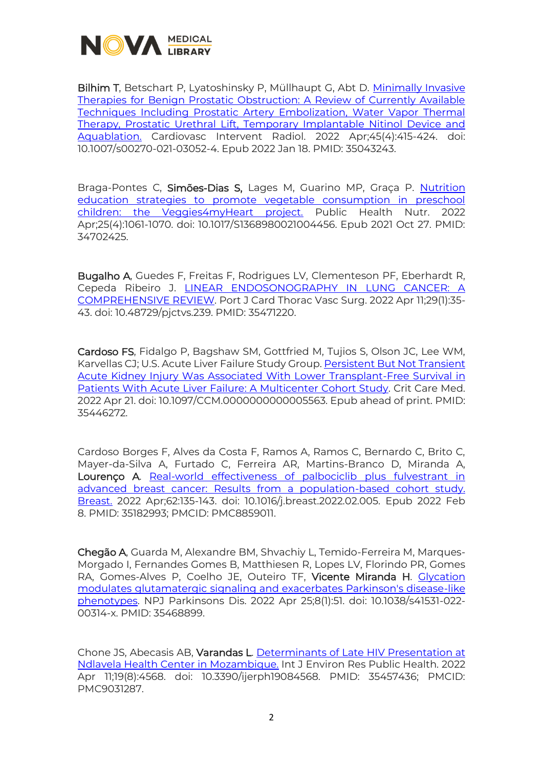**Bilhim T**, Betschart P, Lyatoshinsky P, Müllhaupt G, Abt D. Minimally Invasive Therapies for Benign Prostatic Obstruction: A Review of Currently Available Techniques Including Prostatic Artery Embolization, Water Vapor Thermal Therapy, Prostatic Urethral Lift, Temporary Implantable Nitinol Device and Aquablation. Cardiovasc Intervent Radiol. 2022 Apr;45(4):415-424. doi: 10.1007/s00270-021-03052-4. Epub 2022 Jan 18. PMID: 35043243.

Braga-Pontes C, **Simões-Dias S,** Lages M, Guarino MP, Graça P. Nutrition education strategies to promote vegetable consumption in preschool children: the Veggies4myHeart project. Public Health Nutr. 2022 Apr;25(4):1061-1070. doi: 10.1017/S1368980021004456. Epub 2021 Oct 27. PMID: 34702425.

**Bugalho A**, Guedes F, Freitas F, Rodrigues LV, Clementeson PF, Eberhardt R, Cepeda Ribeiro J. LINEAR ENDOSONOGRAPHY IN LUNG CANCER: A COMPREHENSIVE REVIEW. Port J Card Thorac Vasc Surg. 2022 Apr 11;29(1):35-43. doi: 10.48729/pjctvs.239. PMID: 35471220.

**Cardoso FS**, Fidalgo P, Bagshaw SM, Gottfried M, Tujios S, Olson JC, Lee WM, Karvellas CJ; U.S. Acute Liver Failure Study Group. Persistent But Not Transient Acute Kidney Injury Was Associated With Lower Transplant-Free Survival in Patients With Acute Liver Failure: A Multicenter Cohort Study. Crit Care Med. 2022 Apr 21. doi: 10.1097/CCM.0000000000005563. Epub ahead of print. PMID: 35446272.

Cardoso Borges F, Alves da Costa F, Ramos A, Ramos C, Bernardo C, Brito C, Mayer-da-Silva A, Furtado C, Ferreira AR, Martins-Branco D, Miranda A, **Lourenço A**. Real-world effectiveness of palbociclib plus fulvestrant in advanced breast cancer: Results from a population-based cohort study. Breast. 2022 Apr;62:135-143. doi: 10.1016/j.breast.2022.02.005. Epub 2022 Feb 8. PMID: 35182993; PMCID: PMC8859011.

**Chegão A**, Guarda M, Alexandre BM, Shvachiy L, Temido-Ferreira M, Marques-Morgado I, Fernandes Gomes B, Matthiesen R, Lopes LV, Florindo PR, Gomes RA, Gomes-Alves P, Coelho JE, Outeiro TF, **Vicente Miranda H**. Glycation modulates glutamatergic signaling and exacerbates Parkinson's disease-like phenotypes. NPJ Parkinsons Dis. 2022 Apr 25;8(1):51. doi: 10.1038/s41531-022-00314-x. PMID: 35468899.

Chone JS, Abecasis AB, **Varandas L**. Determinants of Late HIV Presentation at Ndlavela Health Center in Mozambique. Int J Environ Res Public Health. 2022 Apr 11;19(8):4568. doi: 10.3390/ijerph19084568. PMID: 35457436; PMCID: PMC9031287.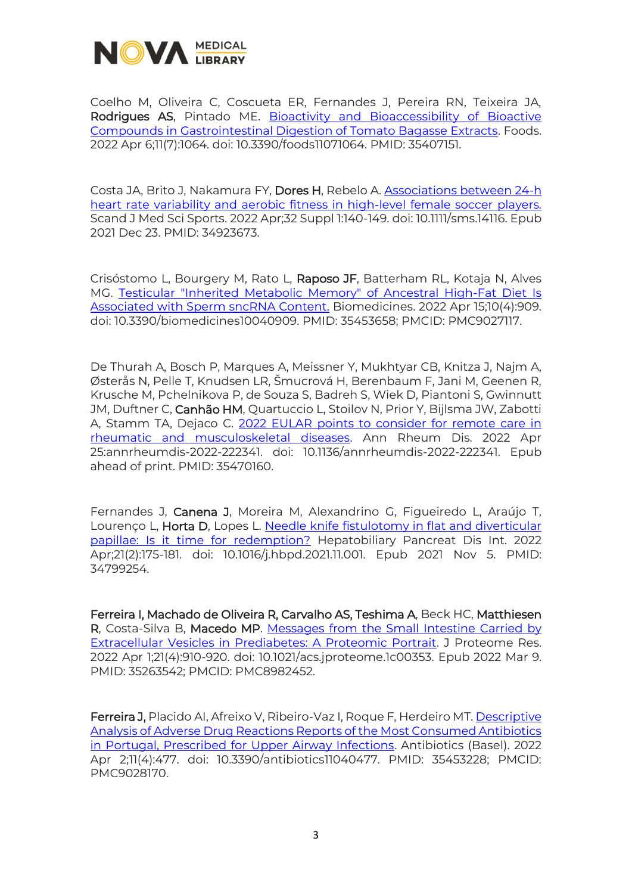Coelho M, Oliveira C, Coscueta ER, Fernandes J, Pereira RN, Teixeira JA, **Rodrigues AS**, Pintado ME. Bioactivity and Bioaccessibility of Bioactive Compounds in Gastrointestinal Digestion of Tomato Bagasse Extracts. Foods. 2022 Apr 6;11(7):1064. doi: 10.3390/foods11071064. PMID: 35407151.

Costa JA, Brito J, Nakamura FY, **Dores H**, Rebelo A. Associations between 24-h heart rate variability and aerobic fitness in high-level female soccer players. Scand J Med Sci Sports. 2022 Apr;32 Suppl 1:140-149. doi: 10.1111/sms.14116. Epub 2021 Dec 23. PMID: 34923673.

Crisóstomo L, Bourgery M, Rato L, **Raposo JF**, Batterham RL, Kotaja N, Alves MG. Testicular "Inherited Metabolic Memory" of Ancestral High-Fat Diet Is Associated with Sperm sncRNA Content. Biomedicines. 2022 Apr 15;10(4):909. doi: 10.3390/biomedicines10040909. PMID: 35453658; PMCID: PMC9027117.

De Thurah A, Bosch P, Marques A, Meissner Y, Mukhtyar CB, Knitza J, Najm A, Østerås N, Pelle T, Knudsen LR, Šmucrová H, Berenbaum F, Jani M, Geenen R, Krusche M, Pchelnikova P, de Souza S, Badreh S, Wiek D, Piantoni S, Gwinnutt JM, Duftner C, **Canhão HM**, Quartuccio L, Stoilov N, Prior Y, Bijlsma JW, Zabotti A, Stamm TA, Dejaco C. 2022 EULAR points to consider for remote care in rheumatic and musculoskeletal diseases. Ann Rheum Dis. 2022 Apr 25:annrheumdis-2022-222341. doi: 10.1136/annrheumdis-2022-222341. Epub ahead of print. PMID: 35470160.

Fernandes J, **Canena J**, Moreira M, Alexandrino G, Figueiredo L, Araújo T, Lourenço L, **Horta D**, Lopes L. Needle knife fistulotomy in flat and diverticular papillae: Is it time for redemption? Hepatobiliary Pancreat Dis Int. 2022 Apr;21(2):175-181. doi: 10.1016/j.hbpd.2021.11.001. Epub 2021 Nov 5. PMID: 34799254.

**Ferreira I, Machado de Oliveira R, Carvalho AS, Teshima A**, Beck HC, **Matthiesen R**, Costa-Silva B, **Macedo MP**. Messages from the Small Intestine Carried by Extracellular Vesicles in Prediabetes: A Proteomic Portrait. J Proteome Res. 2022 Apr 1;21(4):910-920. doi: 10.1021/acs.jproteome.1c00353. Epub 2022 Mar 9. PMID: 35263542; PMCID: PMC8982452.

**Ferreira J,** Placido AI, Afreixo V, Ribeiro-Vaz I, Roque F, Herdeiro MT. Descriptive Analysis of Adverse Drug Reactions Reports of the Most Consumed Antibiotics in Portugal, Prescribed for Upper Airway Infections. Antibiotics (Basel). 2022 Apr 2;11(4):477. doi: 10.3390/antibiotics11040477. PMID: 35453228; PMCID: PMC9028170.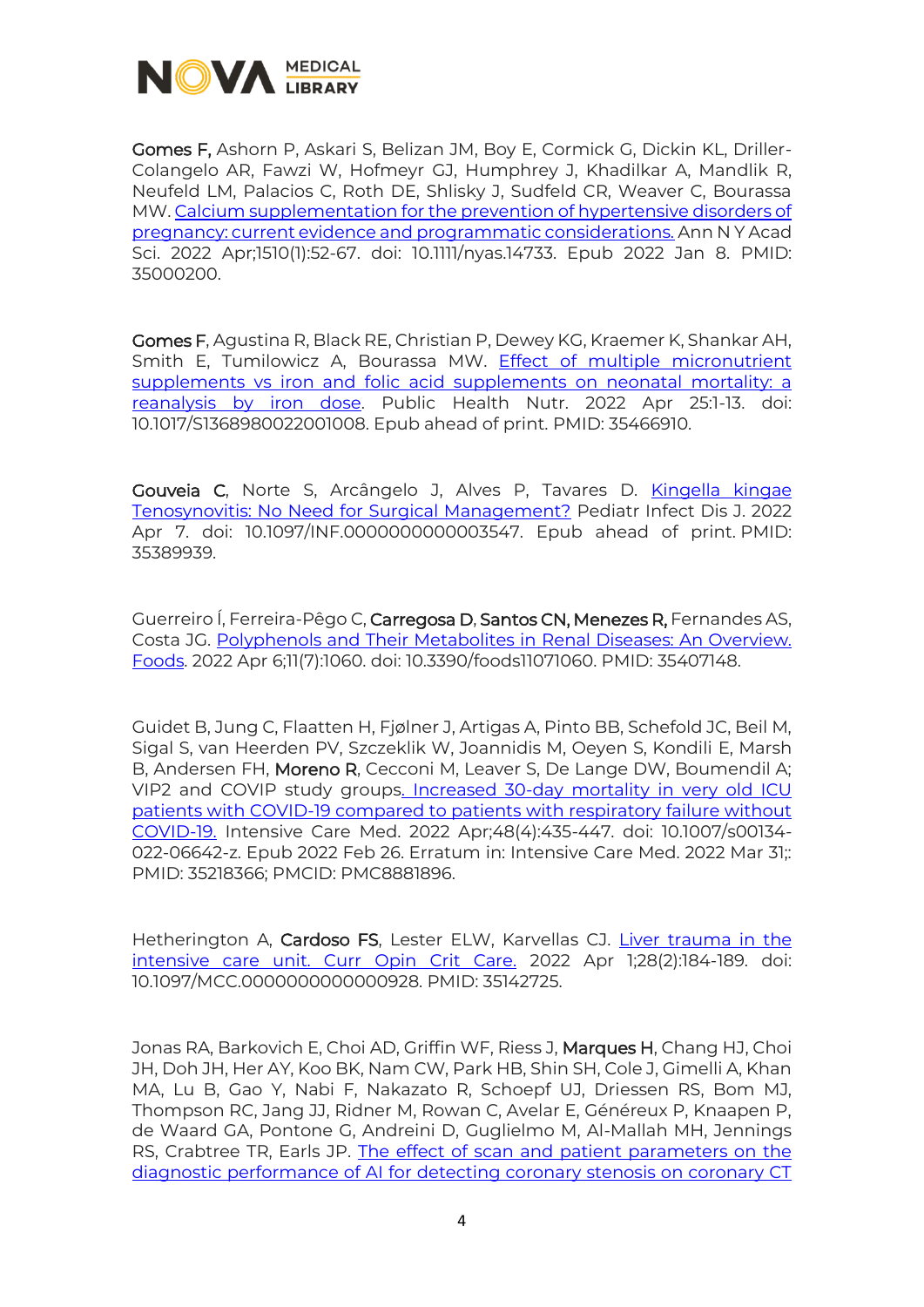**Gomes F,** Ashorn P, Askari S, Belizan JM, Boy E, Cormick G, Dickin KL, Driller-Colangelo AR, Fawzi W, Hofmeyr GJ, Humphrey J, Khadilkar A, Mandlik R, Neufeld LM, Palacios C, Roth DE, Shlisky J, Sudfeld CR, Weaver C, Bourassa MW. Calcium supplementation for the prevention of hypertensive disorders of pregnancy: current evidence and programmatic considerations. Ann N Y Acad Sci. 2022 Apr;1510(1):52-67. doi: 10.1111/nyas.14733. Epub 2022 Jan 8. PMID: 35000200.

**Gomes F**, Agustina R, Black RE, Christian P, Dewey KG, Kraemer K, Shankar AH, Smith E, Tumilowicz A, Bourassa MW. Effect of multiple micronutrient supplements vs iron and folic acid supplements on neonatal mortality: a reanalysis by iron dose. Public Health Nutr. 2022 Apr 25:1-13. doi: 10.1017/S1368980022001008. Epub ahead of print. PMID: 35466910.

**Gouveia C**, Norte S, Arcângelo J, Alves P, Tavares D. Kingella kingae Tenosynovitis: No Need for Surgical Management? Pediatr Infect Dis J. 2022 Apr 7. doi: 10.1097/INF.0000000000003547. Epub ahead of print. PMID: 35389939.

Guerreiro Í, Ferreira-Pêgo C, **Carregosa D**, **Santos CN, Menezes R,** Fernandes AS, Costa JG. Polyphenols and Their Metabolites in Renal Diseases: An Overview. Foods. 2022 Apr 6;11(7):1060. doi: 10.3390/foods11071060. PMID: 35407148.

Guidet B, Jung C, Flaatten H, Fjølner J, Artigas A, Pinto BB, Schefold JC, Beil M, Sigal S, van Heerden PV, Szczeklik W, Joannidis M, Oeyen S, Kondili E, Marsh B, Andersen FH, **Moreno R**, Cecconi M, Leaver S, De Lange DW, Boumendil A; VIP2 and COVIP study groups. Increased 30-day mortality in very old ICU patients with COVID-19 compared to patients with respiratory failure without COVID-19. Intensive Care Med. 2022 Apr;48(4):435-447. doi: 10.1007/s00134-022-06642-z. Epub 2022 Feb 26. Erratum in: Intensive Care Med. 2022 Mar 31;: PMID: 35218366; PMCID: PMC8881896.

Hetherington A, **Cardoso FS**, Lester ELW, Karvellas CJ. Liver trauma in the intensive care unit. Curr Opin Crit Care. 2022 Apr 1;28(2):184-189. doi: 10.1097/MCC.0000000000000928. PMID: 35142725.

Jonas RA, Barkovich E, Choi AD, Griffin WF, Riess J, **Marques H**, Chang HJ, Choi JH, Doh JH, Her AY, Koo BK, Nam CW, Park HB, Shin SH, Cole J, Gimelli A, Khan MA, Lu B, Gao Y, Nabi F, Nakazato R, Schoepf UJ, Driessen RS, Bom MJ, Thompson RC, Jang JJ, Ridner M, Rowan C, Avelar E, Généreux P, Knaapen P, de Waard GA, Pontone G, Andreini D, Guglielmo M, Al-Mallah MH, Jennings RS, Crabtree TR, Earls JP. The effect of scan and patient parameters on the diagnostic performance of AI for detecting coronary stenosis on coronary CT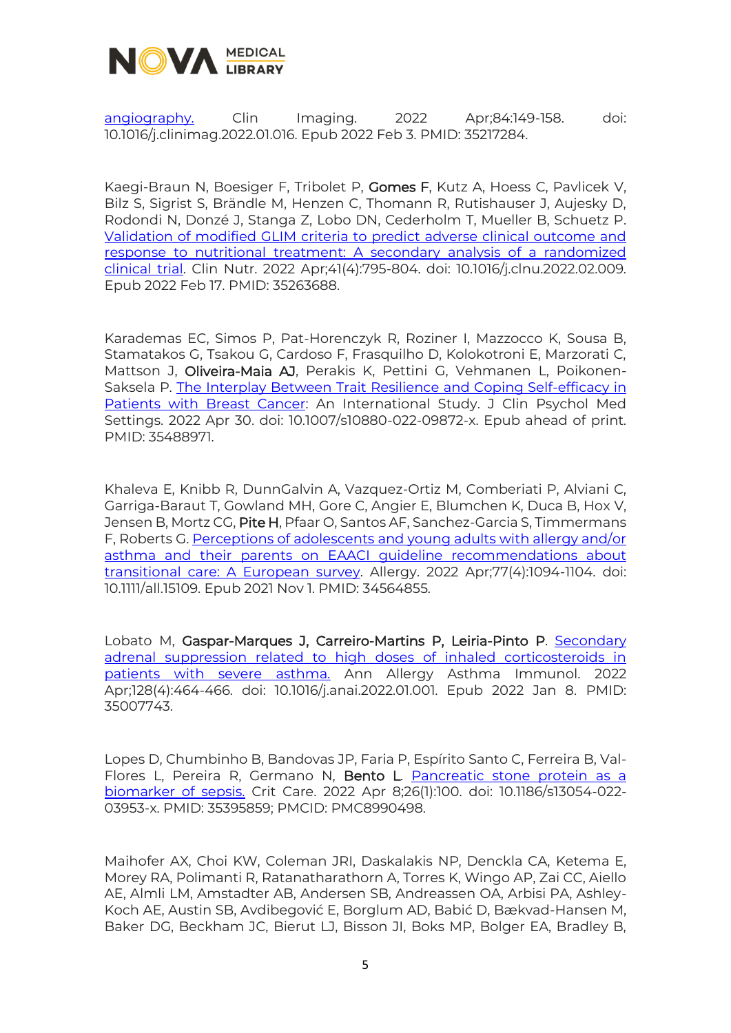angiography. Clin Imaging. 2022 Apr;84:149-158. doi: 10.1016/j.clinimag.2022.01.016. Epub 2022 Feb 3. PMID: 35217284.

Kaegi-Braun N, Boesiger F, Tribolet P, **Gomes F**, Kutz A, Hoess C, Pavlicek V, Bilz S, Sigrist S, Brändle M, Henzen C, Thomann R, Rutishauser J, Aujesky D, Rodondi N, Donzé J, Stanga Z, Lobo DN, Cederholm T, Mueller B, Schuetz P. Validation of modified GLIM criteria to predict adverse clinical outcome and response to nutritional treatment: A secondary analysis of a randomized clinical trial. Clin Nutr. 2022 Apr;41(4):795-804. doi: 10.1016/j.clnu.2022.02.009. Epub 2022 Feb 17. PMID: 35263688.

Karademas EC, Simos P, Pat-Horenczyk R, Roziner I, Mazzocco K, Sousa B, Stamatakos G, Tsakou G, Cardoso F, Frasquilho D, Kolokotroni E, Marzorati C, Mattson J, **Oliveira-Maia AJ**, Perakis K, Pettini G, Vehmanen L, Poikonen-Saksela P. The Interplay Between Trait Resilience and Coping Self-efficacy in Patients with Breast Cancer: An International Study. J Clin Psychol Med Settings. 2022 Apr 30. doi: 10.1007/s10880-022-09872-x. Epub ahead of print. PMID: 35488971.

Khaleva E, Knibb R, DunnGalvin A, Vazquez-Ortiz M, Comberiati P, Alviani C, Garriga-Baraut T, Gowland MH, Gore C, Angier E, Blumchen K, Duca B, Hox V, Jensen B, Mortz CG, **Pite H**, Pfaar O, Santos AF, Sanchez-Garcia S, Timmermans F, Roberts G. Perceptions of adolescents and young adults with allergy and/or asthma and their parents on EAACI guideline recommendations about transitional care: A European survey. Allergy. 2022 Apr;77(4):1094-1104. doi: 10.1111/all.15109. Epub 2021 Nov 1. PMID: 34564855.

Lobato M, **Gaspar-Marques J, Carreiro-Martins P, Leiria-Pinto P**. Secondary adrenal suppression related to high doses of inhaled corticosteroids in patients with severe asthma. Ann Allergy Asthma Immunol. 2022 Apr;128(4):464-466. doi: 10.1016/j.anai.2022.01.001. Epub 2022 Jan 8. PMID: 35007743.

Lopes D, Chumbinho B, Bandovas JP, Faria P, Espírito Santo C, Ferreira B, Val-Flores L, Pereira R, Germano N, **Bento L**. Pancreatic stone protein as a biomarker of sepsis. Crit Care. 2022 Apr 8;26(1):100. doi: 10.1186/s13054-022-03953-x. PMID: 35395859; PMCID: PMC8990498.

Maihofer AX, Choi KW, Coleman JRI, Daskalakis NP, Denckla CA, Ketema E, Morey RA, Polimanti R, Ratanatharathorn A, Torres K, Wingo AP, Zai CC, Aiello AE, Almli LM, Amstadter AB, Andersen SB, Andreassen OA, Arbisi PA, Ashley-Koch AE, Austin SB, Avdibegović E, Borglum AD, Babić D, Bækvad-Hansen M, Baker DG, Beckham JC, Bierut LJ, Bisson JI, Boks MP, Bolger EA, Bradley B,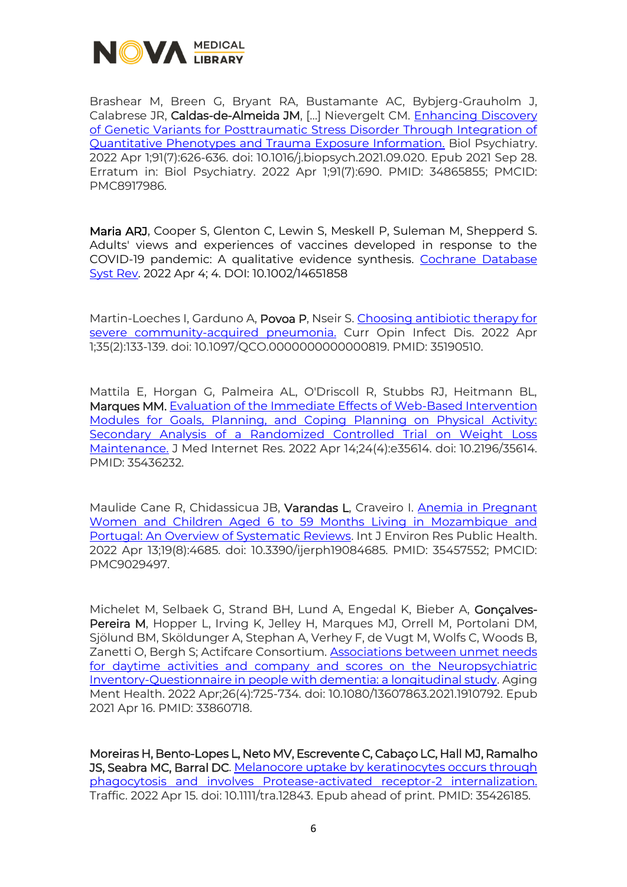Brashear M, Breen G, Bryant RA, Bustamante AC, Bybjerg-Grauholm J, Calabrese JR, **Caldas-de-Almeida JM**, [...] Nievergelt CM. Enhancing Discovery of Genetic Variants for Posttraumatic Stress Disorder Through Integration of Quantitative Phenotypes and Trauma Exposure Information. Biol Psychiatry. 2022 Apr 1;91(7):626-636. doi: 10.1016/j.biopsych.2021.09.020. Epub 2021 Sep 28. Erratum in: Biol Psychiatry. 2022 Apr 1;91(7):690. PMID: 34865855; PMCID: PMC8917986.

**Maria ARJ**, Cooper S, Glenton C, Lewin S, Meskell P, Suleman M, Shepperd S. Adults' views and experiences of vaccines developed in response to the COVID-19 pandemic: A qualitative evidence synthesis. Cochrane Database Syst Rev. 2022 Apr 4; 4. DOI: 10.1002/14651858

Martin-Loeches I, Garduno A, **Povoa P**, Nseir S. Choosing antibiotic therapy for severe community-acquired pneumonia. Curr Opin Infect Dis. 2022 Apr 1;35(2):133-139. doi: 10.1097/QCO.0000000000000819. PMID: 35190510.

Mattila E, Horgan G, Palmeira AL, O'Driscoll R, Stubbs RJ, Heitmann BL, **Marques MM**. Evaluation of the Immediate Effects of Web-Based Intervention Modules for Goals, Planning, and Coping Planning on Physical Activity: Secondary Analysis of a Randomized Controlled Trial on Weight Loss Maintenance. J Med Internet Res. 2022 Apr 14;24(4):e35614. doi: 10.2196/35614. PMID: 35436232.

Maulide Cane R, Chidassicua JB, **Varandas L**, Craveiro I. Anemia in Pregnant Women and Children Aged 6 to 59 Months Living in Mozambique and Portugal: An Overview of Systematic Reviews. Int J Environ Res Public Health. 2022 Apr 13;19(8):4685. doi: 10.3390/ijerph19084685. PMID: 35457552; PMCID: PMC9029497.

Michelet M, Selbaek G, Strand BH, Lund A, Engedal K, Bieber A, **Gonçalves-Pereira M**, Hopper L, Irving K, Jelley H, Marques MJ, Orrell M, Portolani DM, Sjölund BM, Sköldunger A, Stephan A, Verhey F, de Vugt M, Wolfs C, Woods B, Zanetti O, Bergh S; Actifcare Consortium. Associations between unmet needs for daytime activities and company and scores on the Neuropsychiatric Inventory-Questionnaire in people with dementia: a longitudinal study. Aging Ment Health. 2022 Apr;26(4):725-734. doi: 10.1080/13607863.2021.1910792. Epub 2021 Apr 16. PMID: 33860718.

**Moreiras H, Bento-Lopes L, Neto MV, Escrevente C, Cabaço LC, Hall MJ, Ramalho JS, Seabra MC, Barral DC**. Melanocore uptake by keratinocytes occurs through phagocytosis and involves Protease-activated receptor-2 internalization. Traffic. 2022 Apr 15. doi: 10.1111/tra.12843. Epub ahead of print. PMID: 35426185.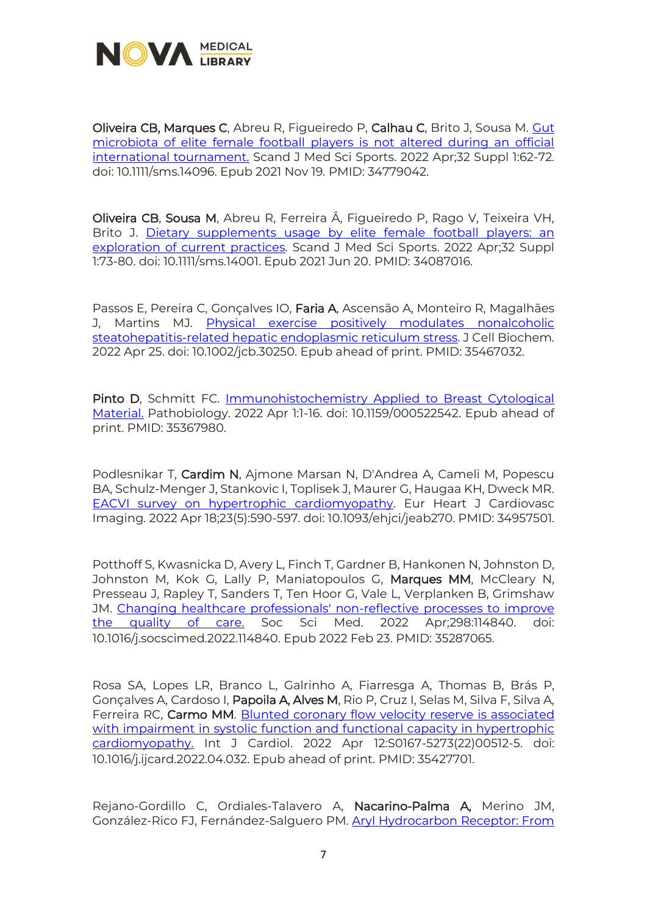**Oliveira CB, Marques C**, Abreu R, Figueiredo P, **Calhau C**, Brito J, Sousa M. Gut microbiota of elite female football players is not altered during an official international tournament. Scand J Med Sci Sports. 2022 Apr;32 Suppl 1:62-72. doi: 10.1111/sms.14096. Epub 2021 Nov 19. PMID: 34779042.

**Oliveira CB**, **Sousa M**, Abreu R, Ferreira Â, Figueiredo P, Rago V, Teixeira VH, Brito J. Dietary supplements usage by elite female football players: an exploration of current practices. Scand J Med Sci Sports. 2022 Apr;32 Suppl 1:73-80. doi: 10.1111/sms.14001. Epub 2021 Jun 20. PMID: 34087016.

Passos E, Pereira C, Gonçalves IO, **Faria A**, Ascensão A, Monteiro R, Magalhães J, Martins MJ. Physical exercise positively modulates nonalcoholic steatohepatitis-related hepatic endoplasmic reticulum stress. J Cell Biochem. 2022 Apr 25. doi: 10.1002/jcb.30250. Epub ahead of print. PMID: 35467032.

**Pinto D**, Schmitt FC. Immunohistochemistry Applied to Breast Cytological Material. Pathobiology. 2022 Apr 1:1-16. doi: 10.1159/000522542. Epub ahead of print. PMID: 35367980.

Podlesnikar T, **Cardim N**, Ajmone Marsan N, D'Andrea A, Cameli M, Popescu BA, Schulz-Menger J, Stankovic I, Toplisek J, Maurer G, Haugaa KH, Dweck MR. EACVI survey on hypertrophic cardiomyopathy. Eur Heart J Cardiovasc Imaging. 2022 Apr 18;23(5):590-597. doi: 10.1093/ehjci/jeab270. PMID: 34957501.

Potthoff S, Kwasnicka D, Avery L, Finch T, Gardner B, Hankonen N, Johnston D, Johnston M, Kok G, Lally P, Maniatopoulos G, **Marques MM**, McCleary N, Presseau J, Rapley T, Sanders T, Ten Hoor G, Vale L, Verplanken B, Grimshaw JM. Changing healthcare professionals' non-reflective processes to improve the quality of care. Soc Sci Med. 2022 Apr;298:114840. doi: 10.1016/j.socscimed.2022.114840. Epub 2022 Feb 23. PMID: 35287065.

Rosa SA, Lopes LR, Branco L, Galrinho A, Fiarresga A, Thomas B, Brás P, Gonçalves A, Cardoso I, **Papoila A, Alves M**, Rio P, Cruz I, Selas M, Silva F, Silva A, Ferreira RC, **Carmo MM**. Blunted coronary flow velocity reserve is associated with impairment in systolic function and functional capacity in hypertrophic cardiomyopathy. Int J Cardiol. 2022 Apr 12:S0167-5273(22)00512-5. doi: 10.1016/j.ijcard.2022.04.032. Epub ahead of print. PMID: 35427701.

Rejano-Gordillo C, Ordiales-Talavero A, **Nacarino-Palma A,** Merino JM, González-Rico FJ, Fernández-Salguero PM. Aryl Hydrocarbon Receptor: From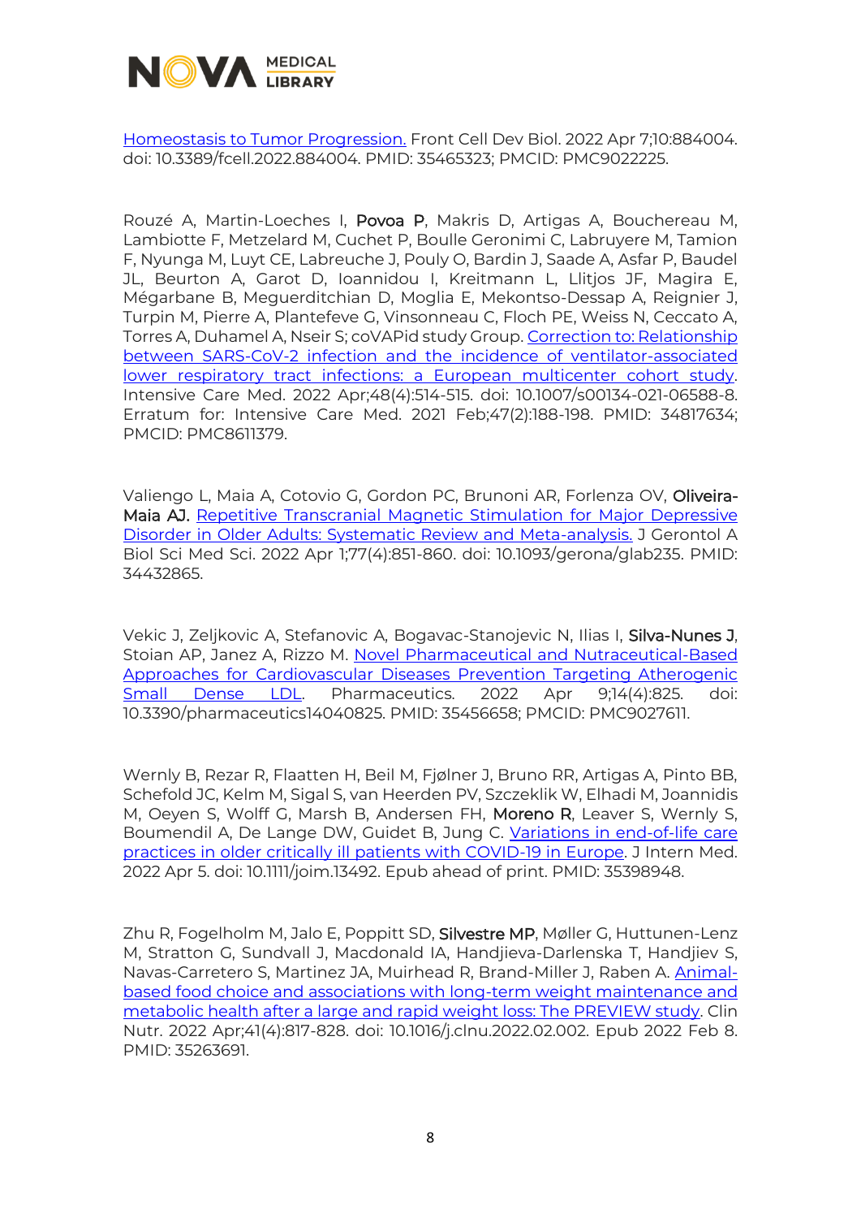Homeostasis to Tumor Progression. Front Cell Dev Biol. 2022 Apr 7;10:884004. doi: 10.3389/fcell.2022.884004. PMID: 35465323; PMCID: PMC9022225.

Rouzé A, Martin-Loeches I, **Povoa P**, Makris D, Artigas A, Bouchereau M, Lambiotte F, Metzelard M, Cuchet P, Boulle Geronimi C, Labruyere M, Tamion F, Nyunga M, Luyt CE, Labreuche J, Pouly O, Bardin J, Saade A, Asfar P, Baudel JL, Beurton A, Garot D, Ioannidou I, Kreitmann L, Llitjos JF, Magira E, Mégarbane B, Meguerditchian D, Moglia E, Mekontso-Dessap A, Reignier J, Turpin M, Pierre A, Plantefeve G, Vinsonneau C, Floch PE, Weiss N, Ceccato A, Torres A, Duhamel A, Nseir S; coVAPid study Group. Correction to: Relationship between SARS-CoV-2 infection and the incidence of ventilator-associated lower respiratory tract infections: a European multicenter cohort study. Intensive Care Med. 2022 Apr;48(4):514-515. doi: 10.1007/s00134-021-06588-8. Erratum for: Intensive Care Med. 2021 Feb;47(2):188-198. PMID: 34817634; PMCID: PMC8611379.

Valiengo L, Maia A, Cotovio G, Gordon PC, Brunoni AR, Forlenza OV, **Oliveira-Maia AJ**. Repetitive Transcranial Magnetic Stimulation for Major Depressive Disorder in Older Adults: Systematic Review and Meta-analysis. J Gerontol A Biol Sci Med Sci. 2022 Apr 1;77(4):851-860. doi: 10.1093/gerona/glab235. PMID: 34432865.

Vekic J, Zeljkovic A, Stefanovic A, Bogavac-Stanojevic N, Ilias I, **Silva-Nunes J**, Stoian AP, Janez A, Rizzo M. Novel Pharmaceutical and Nutraceutical-Based Approaches for Cardiovascular Diseases Prevention Targeting Atherogenic Small Dense LDL. Pharmaceutics. 2022 Apr 9;14(4):825. doi: 10.3390/pharmaceutics14040825. PMID: 35456658; PMCID: PMC9027611.

Wernly B, Rezar R, Flaatten H, Beil M, Fjølner J, Bruno RR, Artigas A, Pinto BB, Schefold JC, Kelm M, Sigal S, van Heerden PV, Szczeklik W, Elhadi M, Joannidis M, Oeyen S, Wolff G, Marsh B, Andersen FH, **Moreno R**, Leaver S, Wernly S, Boumendil A, De Lange DW, Guidet B, Jung C. Variations in end-of-life care practices in older critically ill patients with COVID-19 in Europe. J Intern Med. 2022 Apr 5. doi: 10.1111/joim.13492. Epub ahead of print. PMID: 35398948.

Zhu R, Fogelholm M, Jalo E, Poppitt SD, **Silvestre MP**, Møller G, Huttunen-Lenz M, Stratton G, Sundvall J, Macdonald IA, Handjieva-Darlenska T, Handjiev S, Navas-Carretero S, Martinez JA, Muirhead R, Brand-Miller J, Raben A. Animal-based food choice and associations with long-term weight maintenance and metabolic health after a large and rapid weight loss: The PREVIEW study. Clin Nutr. 2022 Apr;41(4):817-828. doi: 10.1016/j.clnu.2022.02.002. Epub 2022 Feb 8. PMID: 35263691.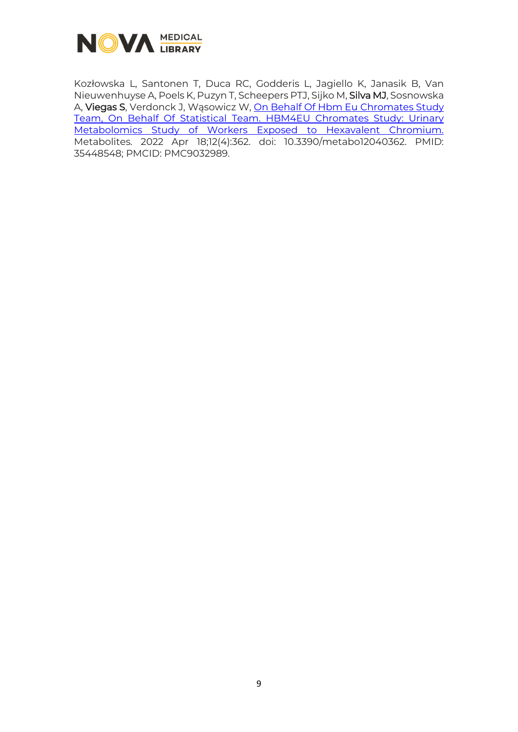Kozłowska L, Santonen T, Duca RC, Godderis L, Jagiello K, Janasik B, Van Nieuwenhuyse A, Poels K, Puzyn T, Scheepers PTJ, Sijko M, **Silva MJ**, Sosnowska A, **Viegas S**, Verdonck J, Wąsowicz W, On Behalf Of Hbm Eu Chromates Study Team, On Behalf Of Statistical Team. HBM4EU Chromates Study: Urinary Metabolomics Study of Workers Exposed to Hexavalent Chromium. Metabolites. 2022 Apr 18;12(4):362. doi: 10.3390/metabo12040362. PMID: 35448548; PMCID: PMC9032989.